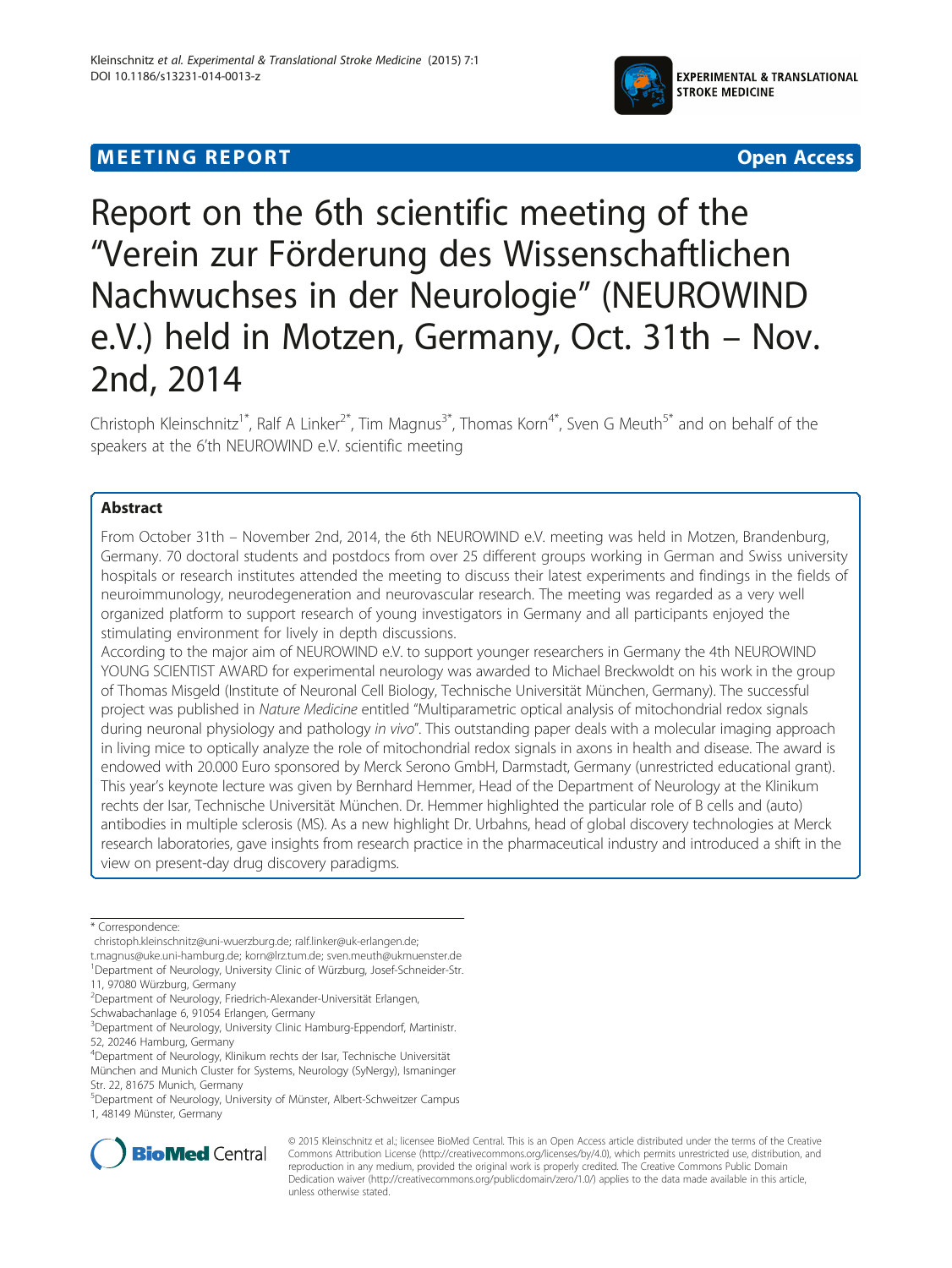MEETING REPORT

Open Access

# Report on the 6th scientific meeting of the "Verein zur Förderung des Wissenschaftlichen Nachwuchses in der Neurologie" (NEUROWIND e.V.) held in Motzen, Germany, Oct. 31th – Nov. 2nd, 2014

Christoph Kleinschnitz[1*], Ralf A Linker[2*], Tim Magnus[3*], Thomas Korn[4*], Sven G Meuth[5*] and on behalf of the speakers at the 6'th NEUROWIND e.V. scientific meeting

## Abstract

From October 31th – November 2nd, 2014, the 6th NEUROWIND e.V. meeting was held in Motzen, Brandenburg, Germany. 70 doctoral students and postdocs from over 25 different groups working in German and Swiss university hospitals or research institutes attended the meeting to discuss their latest experiments and findings in the fields of neuroimmunology, neurodegeneration and neurovascular research. The meeting was regarded as a very well organized platform to support research of young investigators in Germany and all participants enjoyed the stimulating environment for lively in depth discussions.

According to the major aim of NEUROWIND e.V. to support younger researchers in Germany the 4th NEUROWIND YOUNG SCIENTIST AWARD for experimental neurology was awarded to Michael Breckwoldt on his work in the group of Thomas Misgeld (Institute of Neuronal Cell Biology, Technische Universität München, Germany). The successful project was published in *Nature Medicine* entitled "Multiparametric optical analysis of mitochondrial redox signals during neuronal physiology and pathology *in vivo*". This outstanding paper deals with a molecular imaging approach in living mice to optically analyze the role of mitochondrial redox signals in axons in health and disease. The award is endowed with 20.000 Euro sponsored by Merck Serono GmbH, Darmstadt, Germany (unrestricted educational grant). This year's keynote lecture was given by Bernhard Hemmer, Head of the Department of Neurology at the Klinikum rechts der Isar, Technische Universität München. Dr. Hemmer highlighted the particular role of B cells and (auto) antibodies in multiple sclerosis (MS). As a new highlight Dr. Urbahns, head of global discovery technologies at Merck research laboratories, gave insights from research practice in the pharmaceutical industry and introduced a shift in the view on present-day drug discovery paradigms.

---

\* Correspondence:
christoph.kleinschnitz@uni-wuerzburg.de; ralf.linker@uk-erlangen.de; t.magnus@uke.uni-hamburg.de; korn@lrz.tum.de; sven.meuth@ukmuenster.de

[1]Department of Neurology, University Clinic of Würzburg, Josef-Schneider-Str. 11, 97080 Würzburg, Germany

[2]Department of Neurology, Friedrich-Alexander-Universität Erlangen, Schwabachanlage 6, 91054 Erlangen, Germany

[3]Department of Neurology, University Clinic Hamburg-Eppendorf, Martinistr. 52, 20246 Hamburg, Germany

[4]Department of Neurology, Klinikum rechts der Isar, Technische Universität München and Munich Cluster for Systems, Neurology (SyNergy), Ismaninger Str. 22, 81675 Munich, Germany

[5]Department of Neurology, University of Münster, Albert-Schweitzer Campus 1, 48149 Münster, Germany

© 2015 Kleinschnitz et al.; licensee BioMed Central. This is an Open Access article distributed under the terms of the Creative Commons Attribution License (http://creativecommons.org/licenses/by/4.0), which permits unrestricted use, distribution, and reproduction in any medium, provided the original work is properly credited. The Creative Commons Public Domain Dedication waiver (http://creativecommons.org/publicdomain/zero/1.0/) applies to the data made available in this article, unless otherwise stated.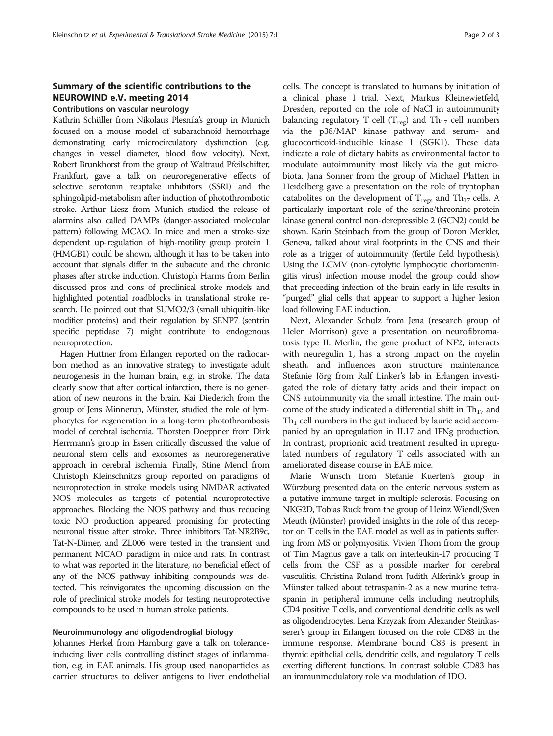## Summary of the scientific contributions to the NEUROWIND e.V. meeting 2014

### Contributions on vascular neurology

Kathrin Schüller from Nikolaus Plesnila's group in Munich focused on a mouse model of subarachnoid hemorrhage demonstrating early microcirculatory dysfunction (e.g. changes in vessel diameter, blood flow velocity). Next, Robert Brunkhorst from the group of Waltraud Pfeilschifter, Frankfurt, gave a talk on neuroregenerative effects of selective serotonin reuptake inhibitors (SSRI) and the sphingolipid-metabolism after induction of photothrombotic stroke. Arthur Liesz from Munich studied the release of alarmins also called DAMPs (danger-associated molecular pattern) following MCAO. In mice and men a stroke-size dependent up-regulation of high-motility group protein 1 (HMGB1) could be shown, although it has to be taken into account that signals differ in the subacute and the chronic phases after stroke induction. Christoph Harms from Berlin discussed pros and cons of preclinical stroke models and highlighted potential roadblocks in translational stroke research. He pointed out that SUMO2/3 (small ubiquitin-like modifier proteins) and their regulation by SENP7 (sentrin specific peptidase 7) might contribute to endogenous neuroprotection.

Hagen Huttner from Erlangen reported on the radiocarbon method as an innovative strategy to investigate adult neurogenesis in the human brain, e.g. in stroke. The data clearly show that after cortical infarction, there is no generation of new neurons in the brain. Kai Diederich from the group of Jens Minnerup, Münster, studied the role of lymphocytes for regeneration in a long-term photothrombosis model of cerebral ischemia. Thorsten Doeppner from Dirk Herrmann's group in Essen critically discussed the value of neuronal stem cells and exosomes as neuroregenerative approach in cerebral ischemia. Finally, Stine Mencl from Christoph Kleinschnitz's group reported on paradigms of neuroprotection in stroke models using NMDAR activated NOS molecules as targets of potential neuroprotective approaches. Blocking the NOS pathway and thus reducing toxic NO production appeared promising for protecting neuronal tissue after stroke. Three inhibitors Tat-NR2B9c, Tat-N-Dimer, and ZL006 were tested in the transient and permanent MCAO paradigm in mice and rats. In contrast to what was reported in the literature, no beneficial effect of any of the NOS pathway inhibiting compounds was detected. This reinvigorates the upcoming discussion on the role of preclinical stroke models for testing neuroprotective compounds to be used in human stroke patients.

### Neuroimmunology and oligodendroglial biology

Johannes Herkel from Hamburg gave a talk on tolerance-inducing liver cells controlling distinct stages of inflammation, e.g. in EAE animals. His group used nanoparticles as carrier structures to deliver antigens to liver endothelial cells. The concept is translated to humans by initiation of a clinical phase I trial. Next, Markus Kleinewietfeld, Dresden, reported on the role of NaCl in autoimmunity balancing regulatory T cell ($T_{reg}$) and $Th_{17}$ cell numbers via the p38/MAP kinase pathway and serum- and glucocorticoid-inducible kinase 1 (SGK1). These data indicate a role of dietary habits as environmental factor to modulate autoimmunity most likely via the gut microbiota. Jana Sonner from the group of Michael Platten in Heidelberg gave a presentation on the role of tryptophan catabolites on the development of $T_{regs}$ and $Th_{17}$ cells. A particularly important role of the serine/threonine-protein kinase general control non-derepressible 2 (GCN2) could be shown. Karin Steinbach from the group of Doron Merkler, Geneva, talked about viral footprints in the CNS and their role as a trigger of autoimmunity (fertile field hypothesis). Using the LCMV (non-cytolytic lymphocytic choriomeningitis virus) infection mouse model the group could show that preceeding infection of the brain early in life results in "purged" glial cells that appear to support a higher lesion load following EAE induction.

Next, Alexander Schulz from Jena (research group of Helen Morrison) gave a presentation on neurofibromatosis type II. Merlin, the gene product of NF2, interacts with neuregulin 1, has a strong impact on the myelin sheath, and influences axon structure maintenance. Stefanie Jörg from Ralf Linker's lab in Erlangen investigated the role of dietary fatty acids and their impact on CNS autoimmunity via the small intestine. The main outcome of the study indicated a differential shift in $Th_{17}$ and $Th_1$ cell numbers in the gut induced by lauric acid accompanied by an upregulation in IL17 and IFNg production. In contrast, proprionic acid treatment resulted in upregulated numbers of regulatory T cells associated with an ameliorated disease course in EAE mice.

Marie Wunsch from Stefanie Kuerten's group in Würzburg presented data on the enteric nervous system as a putative immune target in multiple sclerosis. Focusing on NKG2D, Tobias Ruck from the group of Heinz Wiendl/Sven Meuth (Münster) provided insights in the role of this receptor on T cells in the EAE model as well as in patients suffering from MS or polymyositis. Vivien Thom from the group of Tim Magnus gave a talk on interleukin-17 producing T cells from the CSF as a possible marker for cerebral vasculitis. Christina Ruland from Judith Alferink's group in Münster talked about tetraspanin-2 as a new murine tetraspanin in peripheral immune cells including neutrophils, CD4 positive T cells, and conventional dendritic cells as well as oligodendrocytes. Lena Krzyzak from Alexander Steinkasserer's group in Erlangen focused on the role CD83 in the immune response. Membrane bound C83 is present in thymic epithelial cells, dendritic cells, and regulatory T cells exerting different functions. In contrast soluble CD83 has an immunmodulatory role via modulation of IDO.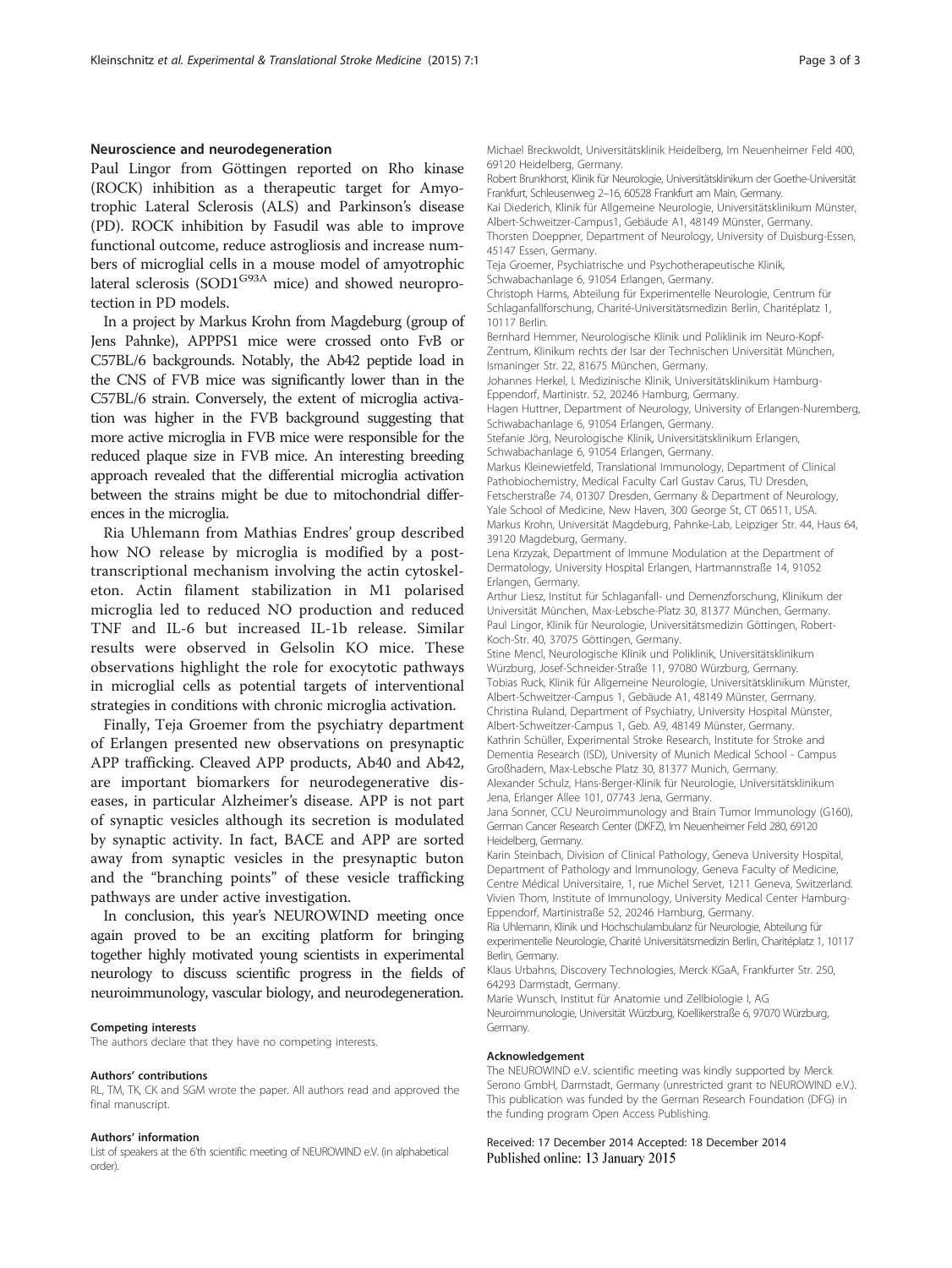### Neuroscience and neurodegeneration

Paul Lingor from Göttingen reported on Rho kinase (ROCK) inhibition as a therapeutic target for Amyotrophic Lateral Sclerosis (ALS) and Parkinson's disease (PD). ROCK inhibition by Fasudil was able to improve functional outcome, reduce astrogliosis and increase numbers of microglial cells in a mouse model of amyotrophic lateral sclerosis ($SOD1^{G93A}$ mice) and showed neuroprotection in PD models.

In a project by Markus Krohn from Magdeburg (group of Jens Pahnke), APPPS1 mice were crossed onto FvB or C57BL/6 backgrounds. Notably, the Ab42 peptide load in the CNS of FVB mice was significantly lower than in the C57BL/6 strain. Conversely, the extent of microglia activation was higher in the FVB background suggesting that more active microglia in FVB mice were responsible for the reduced plaque size in FVB mice. An interesting breeding approach revealed that the differential microglia activation between the strains might be due to mitochondrial differences in the microglia.

Ria Uhlemann from Mathias Endres' group described how NO release by microglia is modified by a post-transcriptional mechanism involving the actin cytoskeleton. Actin filament stabilization in M1 polarised microglia led to reduced NO production and reduced TNF and IL-6 but increased IL-1b release. Similar results were observed in Gelsolin KO mice. These observations highlight the role for exocytotic pathways in microglial cells as potential targets of interventional strategies in conditions with chronic microglia activation.

Finally, Teja Groemer from the psychiatry department of Erlangen presented new observations on presynaptic APP trafficking. Cleaved APP products, Ab40 and Ab42, are important biomarkers for neurodegenerative diseases, in particular Alzheimer's disease. APP is not part of synaptic vesicles although its secretion is modulated by synaptic activity. In fact, BACE and APP are sorted away from synaptic vesicles in the presynaptic buton and the "branching points" of these vesicle trafficking pathways are under active investigation.

In conclusion, this year's NEUROWIND meeting once again proved to be an exciting platform for bringing together highly motivated young scientists in experimental neurology to discuss scientific progress in the fields of neuroimmunology, vascular biology, and neurodegeneration.

#### Competing interests

The authors declare that they have no competing interests.

#### Authors' contributions

RL, TM, TK, CK and SGM wrote the paper. All authors read and approved the final manuscript.

#### Authors' information

List of speakers at the 6'th scientific meeting of NEUROWIND e.V. (in alphabetical order).

Michael Breckwoldt, Universitätsklinik Heidelberg, Im Neuenheimer Feld 400, 69120 Heidelberg, Germany.
Robert Brunkhorst, Klinik für Neurologie, Universitätsklinikum der Goethe-Universität Frankfurt, Schleusenweg 2–16, 60528 Frankfurt am Main, Germany.
Kai Diederich, Klinik für Allgemeine Neurologie, Universitätsklinikum Münster, Albert-Schweitzer-Campus1, Gebäude A1, 48149 Münster, Germany.
Thorsten Doeppner, Department of Neurology, University of Duisburg-Essen, 45147 Essen, Germany.
Teja Groemer, Psychiatrische und Psychotherapeutische Klinik, Schwabachanlage 6, 91054 Erlangen, Germany.
Christoph Harms, Abteilung für Experimentelle Neurologie, Centrum für Schlaganfallforschung, Charité-Universitätsmedizin Berlin, Charitéplatz 1, 10117 Berlin.
Bernhard Hemmer, Neurologische Klinik und Poliklinik im Neuro-Kopf-Zentrum, Klinikum rechts der Isar der Technischen Universität München, Ismaninger Str. 22, 81675 München, Germany.
Johannes Herkel, I. Medizinische Klinik, Universitätsklinikum Hamburg-Eppendorf, Martinistr. 52, 20246 Hamburg, Germany.
Hagen Huttner, Department of Neurology, University of Erlangen-Nuremberg, Schwabachanlage 6, 91054 Erlangen, Germany.
Stefanie Jörg, Neurologische Klinik, Universitätsklinikum Erlangen, Schwabachanlage 6, 91054 Erlangen, Germany.
Markus Kleinewietfeld, Translational Immunology, Department of Clinical Pathobiochemistry, Medical Faculty Carl Gustav Carus, TU Dresden, Fetscherstraße 74, 01307 Dresden, Germany & Department of Neurology, Yale School of Medicine, New Haven, 300 George St, CT 06511, USA.
Markus Krohn, Universität Magdeburg, Pahnke-Lab, Leipziger Str. 44, Haus 64, 39120 Magdeburg, Germany.
Lena Krzyzak, Department of Immune Modulation at the Department of Dermatology, University Hospital Erlangen, Hartmannstraße 14, 91052 Erlangen, Germany.
Arthur Liesz, Institut für Schlaganfall- und Demenzforschung, Klinikum der Universität München, Max-Lebsche-Platz 30, 81377 München, Germany.
Paul Lingor, Klinik für Neurologie, Universitätsmedizin Göttingen, Robert-Koch-Str. 40, 37075 Göttingen, Germany.
Stine Mencl, Neurologische Klinik und Poliklinik, Universitätsklinikum Würzburg, Josef-Schneider-Straße 11, 97080 Würzburg, Germany.
Tobias Ruck, Klinik für Allgemeine Neurologie, Universitätsklinikum Münster, Albert-Schweitzer-Campus 1, Gebäude A1, 48149 Münster, Germany.
Christina Ruland, Department of Psychiatry, University Hospital Münster, Albert-Schweitzer-Campus 1, Geb. A9, 48149 Münster, Germany.
Kathrin Schüller, Experimental Stroke Research, Institute for Stroke and Dementia Research (ISD), University of Munich Medical School - Campus Großhadern, Max-Lebsche Platz 30, 81377 Munich, Germany.
Alexander Schulz, Hans-Berger-Klinik für Neurologie, Universitätsklinikum Jena, Erlanger Allee 101, 07743 Jena, Germany.
Jana Sonner, CCU Neuroimmunology and Brain Tumor Immunology (G160), German Cancer Research Center (DKFZ), Im Neuenheimer Feld 280, 69120 Heidelberg, Germany.
Karin Steinbach, Division of Clinical Pathology, Geneva University Hospital, Department of Pathology and Immunology, Geneva Faculty of Medicine, Centre Médical Universitaire, 1, rue Michel Servet, 1211 Geneva, Switzerland.
Vivien Thom, Institute of Immunology, University Medical Center Hamburg-Eppendorf, Martinistraße 52, 20246 Hamburg, Germany.
Ria Uhlemann, Klinik und Hochschulambulanz für Neurologie, Abteilung für experimentelle Neurologie, Charité Universitätsmedizin Berlin, Charitéplatz 1, 10117 Berlin, Germany.
Klaus Urbahns, Discovery Technologies, Merck KGaA, Frankfurter Str. 250, 64293 Darmstadt, Germany.
Marie Wunsch, Institut für Anatomie und Zellbiologie I, AG Neuroimmunologie, Universität Würzburg, Koellikerstraße 6, 97070 Würzburg, Germany.

#### Acknowledgement

The NEUROWIND e.V. scientific meeting was kindly supported by Merck Serono GmbH, Darmstadt, Germany (unrestricted grant to NEUROWIND e.V.). This publication was funded by the German Research Foundation (DFG) in the funding program Open Access Publishing.

Received: 17 December 2014 Accepted: 18 December 2014
Published online: 13 January 2015